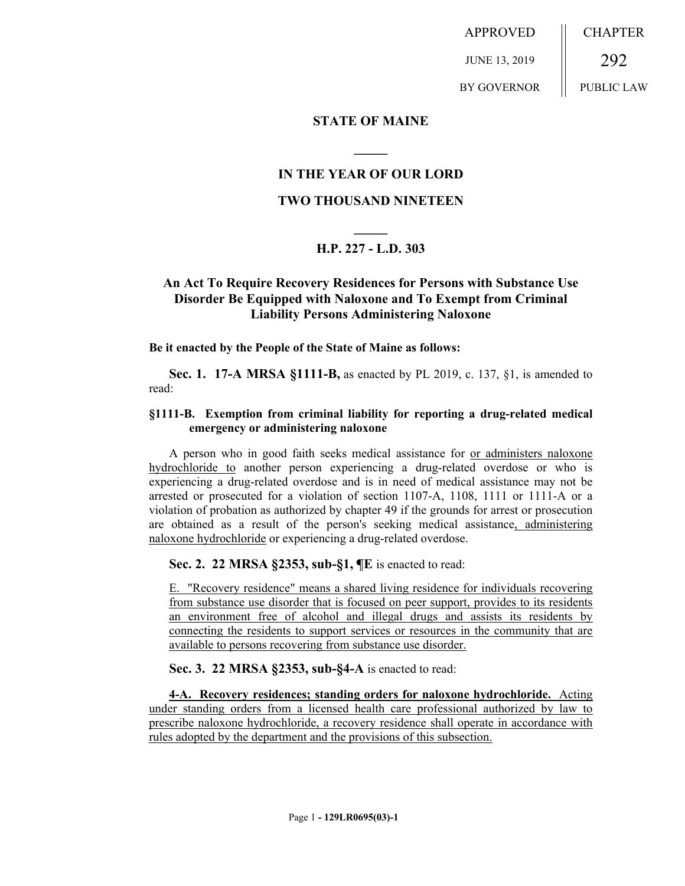APPROVED

JUNE 13, 2019

BY GOVERNOR

CHAPTER

292

PUBLIC LAW

# STATE OF MAINE

## IN THE YEAR OF OUR LORD

## TWO THOUSAND NINETEEN

## H.P. 227 - L.D. 303

## An Act To Require Recovery Residences for Persons with Substance Use Disorder Be Equipped with Naloxone and To Exempt from Criminal Liability Persons Administering Naloxone

**Be it enacted by the People of the State of Maine as follows:**

**Sec. 1. 17-A MRSA §1111-B,** as enacted by PL 2019, c. 137, §1, is amended to read:

**§1111-B. Exemption from criminal liability for reporting a drug-related medical emergency or administering naloxone**

A person who in good faith seeks medical assistance for or administers naloxone hydrochloride to another person experiencing a drug-related overdose or who is experiencing a drug-related overdose and is in need of medical assistance may not be arrested or prosecuted for a violation of section 1107-A, 1108, 1111 or 1111-A or a violation of probation as authorized by chapter 49 if the grounds for arrest or prosecution are obtained as a result of the person's seeking medical assistance, administering naloxone hydrochloride or experiencing a drug-related overdose.

**Sec. 2. 22 MRSA §2353, sub-§1, ¶E** is enacted to read:

E. "Recovery residence" means a shared living residence for individuals recovering from substance use disorder that is focused on peer support, provides to its residents an environment free of alcohol and illegal drugs and assists its residents by connecting the residents to support services or resources in the community that are available to persons recovering from substance use disorder.

**Sec. 3. 22 MRSA §2353, sub-§4-A** is enacted to read:

**4-A. Recovery residences; standing orders for naloxone hydrochloride.** Acting under standing orders from a licensed health care professional authorized by law to prescribe naloxone hydrochloride, a recovery residence shall operate in accordance with rules adopted by the department and the provisions of this subsection.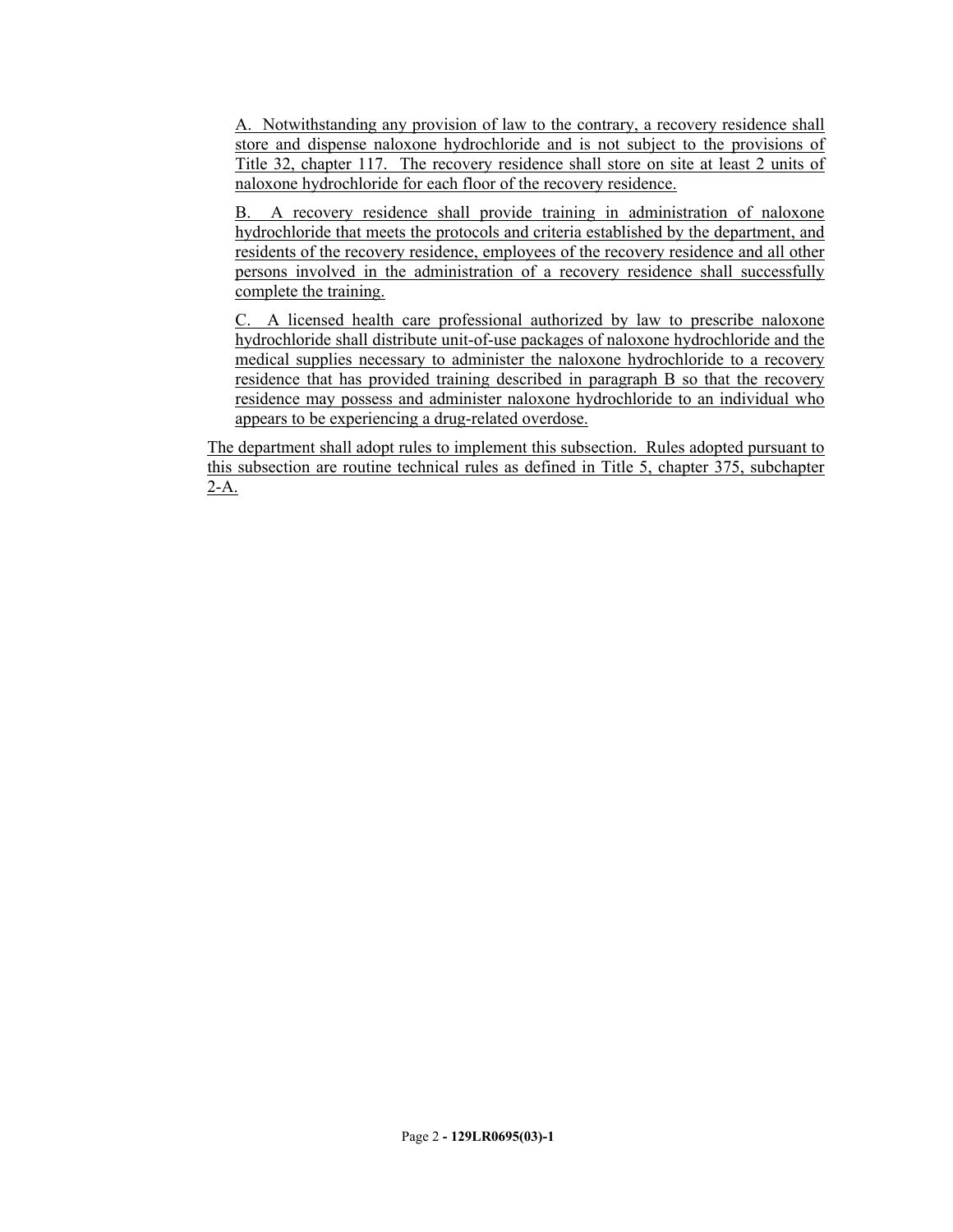A. Notwithstanding any provision of law to the contrary, a recovery residence shall store and dispense naloxone hydrochloride and is not subject to the provisions of Title 32, chapter 117. The recovery residence shall store on site at least 2 units of naloxone hydrochloride for each floor of the recovery residence.

B. A recovery residence shall provide training in administration of naloxone hydrochloride that meets the protocols and criteria established by the department, and residents of the recovery residence, employees of the recovery residence and all other persons involved in the administration of a recovery residence shall successfully complete the training.

C. A licensed health care professional authorized by law to prescribe naloxone hydrochloride shall distribute unit-of-use packages of naloxone hydrochloride and the medical supplies necessary to administer the naloxone hydrochloride to a recovery residence that has provided training described in paragraph B so that the recovery residence may possess and administer naloxone hydrochloride to an individual who appears to be experiencing a drug-related overdose.

The department shall adopt rules to implement this subsection. Rules adopted pursuant to this subsection are routine technical rules as defined in Title 5, chapter 375, subchapter 2-A.